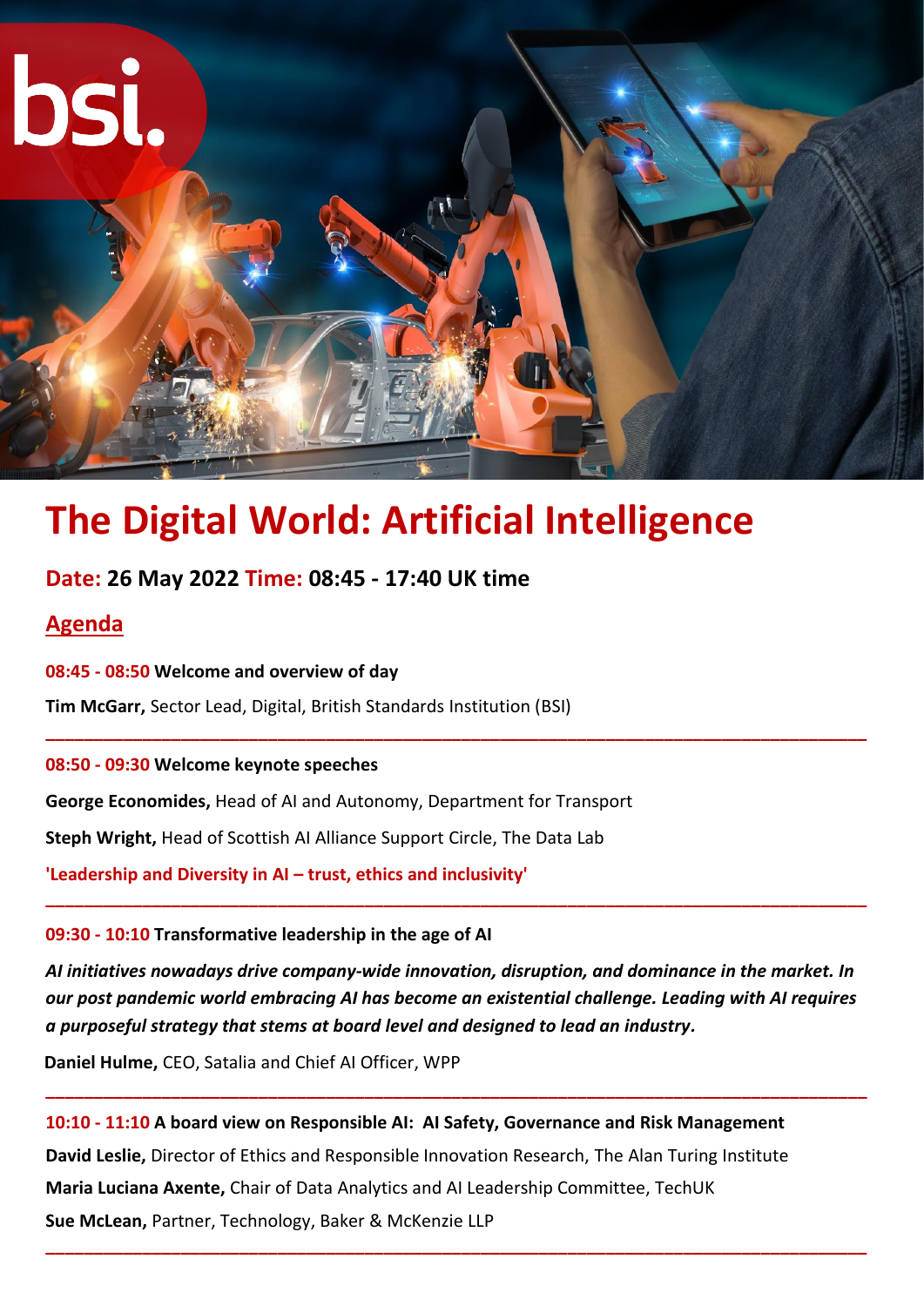# The Digital World: Artificial Intelligence

## Date: 26 May 2022 Time: 08:45 - 17:40 UK time

## Agenda

**08:45 - 08:50 Welcome and overview of day**

**Tim McGarr,** Sector Lead, Digital, British Standards Institution (BSI)

---

**08:50 - 09:30 Welcome keynote speeches**

**George Economides,** Head of AI and Autonomy, Department for Transport

**Steph Wright,** Head of Scottish AI Alliance Support Circle, The Data Lab

**'Leadership and Diversity in AI – trust, ethics and inclusivity'**

---

**09:30 - 10:10 Transformative leadership in the age of AI**

***AI initiatives nowadays drive company-wide innovation, disruption, and dominance in the market. In our post pandemic world embracing AI has become an existential challenge. Leading with AI requires a purposeful strategy that stems at board level and designed to lead an industry.***

**Daniel Hulme,** CEO, Satalia and Chief AI Officer, WPP

---

**10:10 - 11:10 A board view on Responsible AI: AI Safety, Governance and Risk Management**

**David Leslie,** Director of Ethics and Responsible Innovation Research, The Alan Turing Institute

**Maria Luciana Axente,** Chair of Data Analytics and AI Leadership Committee, TechUK

**Sue McLean,** Partner, Technology, Baker & McKenzie LLP

---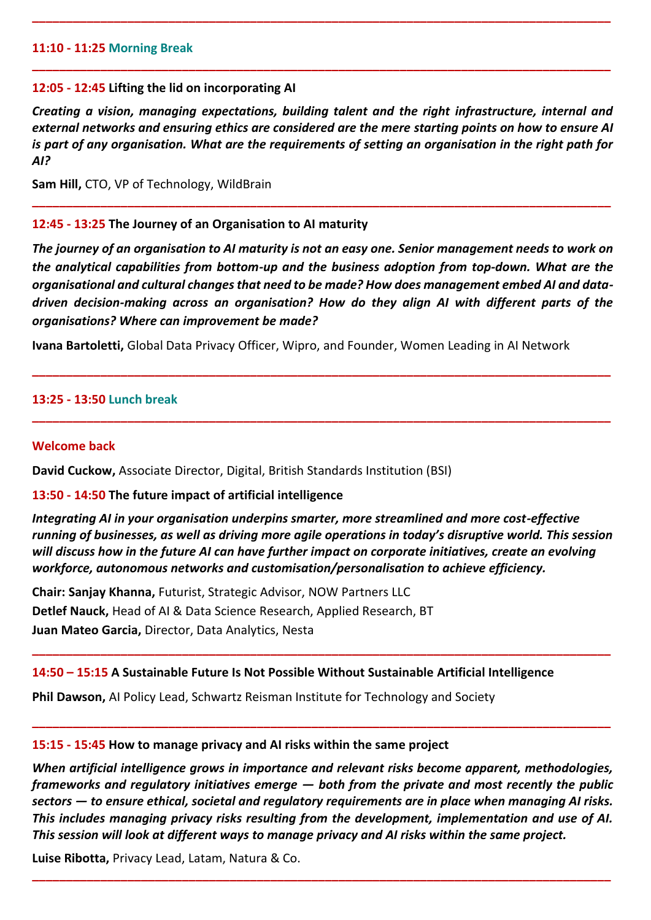---

**11:10 - 11:25 Morning Break**

---

**12:05 - 12:45 Lifting the lid on incorporating AI**

***Creating a vision, managing expectations, building talent and the right infrastructure, internal and external networks and ensuring ethics are considered are the mere starting points on how to ensure AI is part of any organisation. What are the requirements of setting an organisation in the right path for AI?***

**Sam Hill,** CTO, VP of Technology, WildBrain

---

**12:45 - 13:25 The Journey of an Organisation to AI maturity**

***The journey of an organisation to AI maturity is not an easy one. Senior management needs to work on the analytical capabilities from bottom-up and the business adoption from top-down. What are the organisational and cultural changes that need to be made? How does management embed AI and data-driven decision-making across an organisation? How do they align AI with different parts of the organisations? Where can improvement be made?***

**Ivana Bartoletti,** Global Data Privacy Officer, Wipro, and Founder, Women Leading in AI Network

---

**13:25 - 13:50 Lunch break**

---

**Welcome back**

**David Cuckow,** Associate Director, Digital, British Standards Institution (BSI)

**13:50 - 14:50 The future impact of artificial intelligence**

***Integrating AI in your organisation underpins smarter, more streamlined and more cost-effective running of businesses, as well as driving more agile operations in today's disruptive world. This session will discuss how in the future AI can have further impact on corporate initiatives, create an evolving workforce, autonomous networks and customisation/personalisation to achieve efficiency.***

**Chair: Sanjay Khanna,** Futurist, Strategic Advisor, NOW Partners LLC

**Detlef Nauck,** Head of AI & Data Science Research, Applied Research, BT

**Juan Mateo Garcia,** Director, Data Analytics, Nesta

---

**14:50 – 15:15 A Sustainable Future Is Not Possible Without Sustainable Artificial Intelligence**

**Phil Dawson,** AI Policy Lead, Schwartz Reisman Institute for Technology and Society

---

**15:15 - 15:45 How to manage privacy and AI risks within the same project**

***When artificial intelligence grows in importance and relevant risks become apparent, methodologies, frameworks and regulatory initiatives emerge — both from the private and most recently the public sectors — to ensure ethical, societal and regulatory requirements are in place when managing AI risks. This includes managing privacy risks resulting from the development, implementation and use of AI. This session will look at different ways to manage privacy and AI risks within the same project.***

**Luise Ribotta,** Privacy Lead, Latam, Natura & Co.

---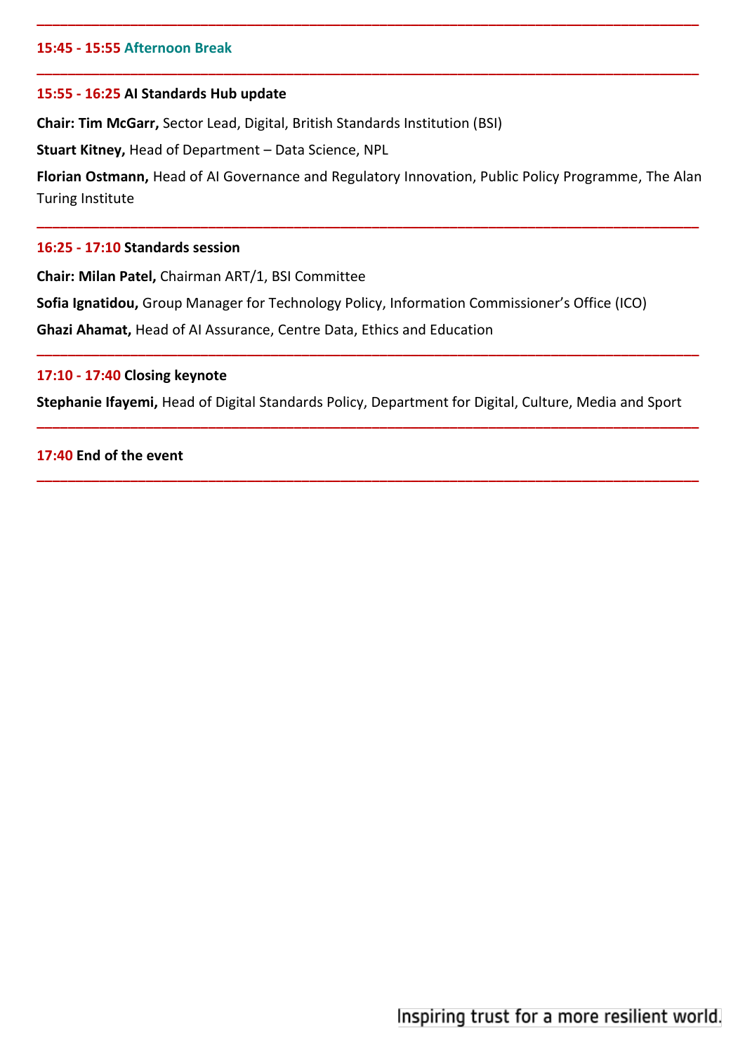---

**15:45 - 15:55 Afternoon Break**

---

**15:55 - 16:25 AI Standards Hub update**

**Chair: Tim McGarr,** Sector Lead, Digital, British Standards Institution (BSI)

**Stuart Kitney,** Head of Department – Data Science, NPL

**Florian Ostmann,** Head of AI Governance and Regulatory Innovation, Public Policy Programme, The Alan Turing Institute

---

**16:25 - 17:10 Standards session**

**Chair: Milan Patel,** Chairman ART/1, BSI Committee

**Sofia Ignatidou,** Group Manager for Technology Policy, Information Commissioner's Office (ICO)

**Ghazi Ahamat,** Head of AI Assurance, Centre Data, Ethics and Education

---

**17:10 - 17:40 Closing keynote**

**Stephanie Ifayemi,** Head of Digital Standards Policy, Department for Digital, Culture, Media and Sport

---

**17:40 End of the event**

---

Inspiring trust for a more resilient world.